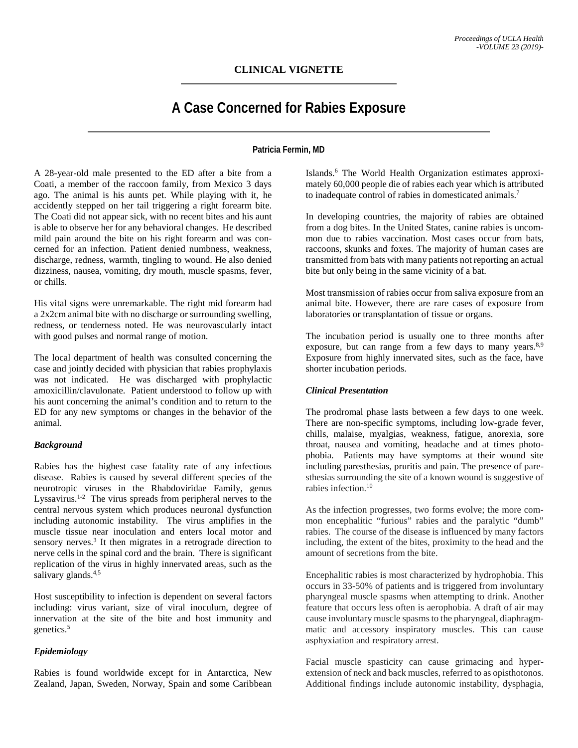## CLINICAL VIGNETTE

# A Case Concerned for Rabies Exposure

**Patricia Fermin, MD**

A 28-year-old male presented to the ED after a bite from a Coati, a member of the raccoon family, from Mexico 3 days ago. The animal is his aunts pet. While playing with it, he accidently stepped on her tail triggering a right forearm bite. The Coati did not appear sick, with no recent bites and his aunt is able to observe her for any behavioral changes. He described mild pain around the bite on his right forearm and was concerned for an infection. Patient denied numbness, weakness, discharge, redness, warmth, tingling to wound. He also denied dizziness, nausea, vomiting, dry mouth, muscle spasms, fever, or chills.

His vital signs were unremarkable. The right mid forearm had a 2x2cm animal bite with no discharge or surrounding swelling, redness, or tenderness noted. He was neurovascularly intact with good pulses and normal range of motion.

The local department of health was consulted concerning the case and jointly decided with physician that rabies prophylaxis was not indicated. He was discharged with prophylactic amoxicillin/clavulonate. Patient understood to follow up with his aunt concerning the animal's condition and to return to the ED for any new symptoms or changes in the behavior of the animal.

### *Background*

Rabies has the highest case fatality rate of any infectious disease. Rabies is caused by several different species of the neurotropic viruses in the Rhabdoviridae Family, genus Lyssavirus.[1-2] The virus spreads from peripheral nerves to the central nervous system which produces neuronal dysfunction including autonomic instability. The virus amplifies in the muscle tissue near inoculation and enters local motor and sensory nerves.[3] It then migrates in a retrograde direction to nerve cells in the spinal cord and the brain. There is significant replication of the virus in highly innervated areas, such as the salivary glands.[4,5]

Host susceptibility to infection is dependent on several factors including: virus variant, size of viral inoculum, degree of innervation at the site of the bite and host immunity and genetics.[5]

### *Epidemiology*

Rabies is found worldwide except for in Antarctica, New Zealand, Japan, Sweden, Norway, Spain and some Caribbean Islands.[6] The World Health Organization estimates approximately 60,000 people die of rabies each year which is attributed to inadequate control of rabies in domesticated animals.[7]

In developing countries, the majority of rabies are obtained from a dog bites. In the United States, canine rabies is uncommon due to rabies vaccination. Most cases occur from bats, raccoons, skunks and foxes. The majority of human cases are transmitted from bats with many patients not reporting an actual bite but only being in the same vicinity of a bat.

Most transmission of rabies occur from saliva exposure from an animal bite. However, there are rare cases of exposure from laboratories or transplantation of tissue or organs.

The incubation period is usually one to three months after exposure, but can range from a few days to many years.[8,9] Exposure from highly innervated sites, such as the face, have shorter incubation periods.

### *Clinical Presentation*

The prodromal phase lasts between a few days to one week. There are non-specific symptoms, including low-grade fever, chills, malaise, myalgias, weakness, fatigue, anorexia, sore throat, nausea and vomiting, headache and at times photophobia. Patients may have symptoms at their wound site including paresthesias, pruritis and pain. The presence of paresthesias surrounding the site of a known wound is suggestive of rabies infection.[10]

As the infection progresses, two forms evolve; the more common encephalitic "furious" rabies and the paralytic "dumb" rabies. The course of the disease is influenced by many factors including, the extent of the bites, proximity to the head and the amount of secretions from the bite.

Encephalitic rabies is most characterized by hydrophobia. This occurs in 33-50% of patients and is triggered from involuntary pharyngeal muscle spasms when attempting to drink. Another feature that occurs less often is aerophobia. A draft of air may cause involuntary muscle spasms to the pharyngeal, diaphragmmatic and accessory inspiratory muscles. This can cause asphyxiation and respiratory arrest.

Facial muscle spasticity can cause grimacing and hyperextension of neck and back muscles, referred to as opisthotonos. Additional findings include autonomic instability, dysphagia,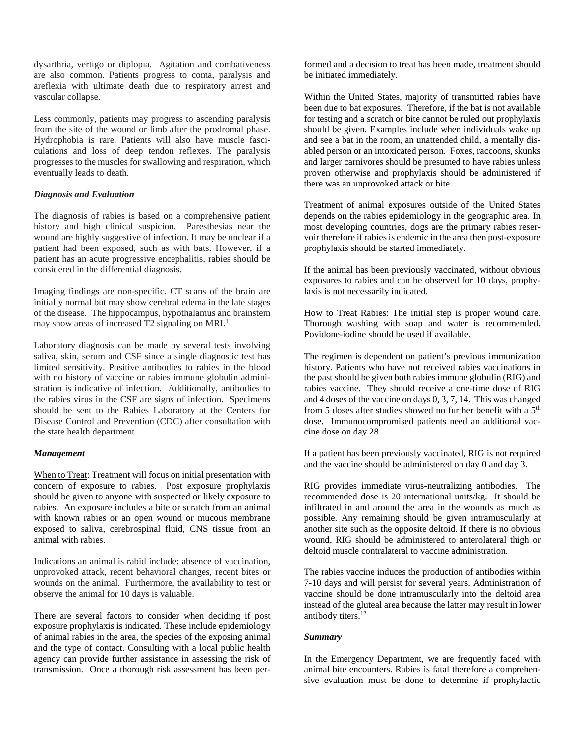dysarthria, vertigo or diplopia. Agitation and combativeness are also common. Patients progress to coma, paralysis and areflexia with ultimate death due to respiratory arrest and vascular collapse.

Less commonly, patients may progress to ascending paralysis from the site of the wound or limb after the prodromal phase. Hydrophobia is rare. Patients will also have muscle fasciculations and loss of deep tendon reflexes. The paralysis progresses to the muscles for swallowing and respiration, which eventually leads to death.

### *Diagnosis and Evaluation*

The diagnosis of rabies is based on a comprehensive patient history and high clinical suspicion. Paresthesias near the wound are highly suggestive of infection. It may be unclear if a patient had been exposed, such as with bats. However, if a patient has an acute progressive encephalitis, rabies should be considered in the differential diagnosis.

Imaging findings are non-specific. CT scans of the brain are initially normal but may show cerebral edema in the late stages of the disease. The hippocampus, hypothalamus and brainstem may show areas of increased T2 signaling on MRI.[11]

Laboratory diagnosis can be made by several tests involving saliva, skin, serum and CSF since a single diagnostic test has limited sensitivity. Positive antibodies to rabies in the blood with no history of vaccine or rabies immune globulin administration is indicative of infection. Additionally, antibodies to the rabies virus in the CSF are signs of infection. Specimens should be sent to the Rabies Laboratory at the Centers for Disease Control and Prevention (CDC) after consultation with the state health department

### *Management*

When to Treat: Treatment will focus on initial presentation with concern of exposure to rabies. Post exposure prophylaxis should be given to anyone with suspected or likely exposure to rabies. An exposure includes a bite or scratch from an animal with known rabies or an open wound or mucous membrane exposed to saliva, cerebrospinal fluid, CNS tissue from an animal with rabies.

Indications an animal is rabid include: absence of vaccination, unprovoked attack, recent behavioral changes, recent bites or wounds on the animal. Furthermore, the availability to test or observe the animal for 10 days is valuable.

There are several factors to consider when deciding if post exposure prophylaxis is indicated. These include epidemiology of animal rabies in the area, the species of the exposing animal and the type of contact. Consulting with a local public health agency can provide further assistance in assessing the risk of transmission. Once a thorough risk assessment has been performed and a decision to treat has been made, treatment should be initiated immediately.

Within the United States, majority of transmitted rabies have been due to bat exposures. Therefore, if the bat is not available for testing and a scratch or bite cannot be ruled out prophylaxis should be given. Examples include when individuals wake up and see a bat in the room, an unattended child, a mentally disabled person or an intoxicated person. Foxes, raccoons, skunks and larger carnivores should be presumed to have rabies unless proven otherwise and prophylaxis should be administered if there was an unprovoked attack or bite.

Treatment of animal exposures outside of the United States depends on the rabies epidemiology in the geographic area. In most developing countries, dogs are the primary rabies reservoir therefore if rabies is endemic in the area then post-exposure prophylaxis should be started immediately.

If the animal has been previously vaccinated, without obvious exposures to rabies and can be observed for 10 days, prophylaxis is not necessarily indicated.

How to Treat Rabies: The initial step is proper wound care. Thorough washing with soap and water is recommended. Povidone-iodine should be used if available.

The regimen is dependent on patient's previous immunization history. Patients who have not received rabies vaccinations in the past should be given both rabies immune globulin (RIG) and rabies vaccine. They should receive a one-time dose of RIG and 4 doses of the vaccine on days 0, 3, 7, 14. This was changed from 5 doses after studies showed no further benefit with a 5$^{th}$ dose. Immunocompromised patients need an additional vaccine dose on day 28.

If a patient has been previously vaccinated, RIG is not required and the vaccine should be administered on day 0 and day 3.

RIG provides immediate virus-neutralizing antibodies. The recommended dose is 20 international units/kg. It should be infiltrated in and around the area in the wounds as much as possible. Any remaining should be given intramuscularly at another site such as the opposite deltoid. If there is no obvious wound, RIG should be administered to anterolateral thigh or deltoid muscle contralateral to vaccine administration.

The rabies vaccine induces the production of antibodies within 7-10 days and will persist for several years. Administration of vaccine should be done intramuscularly into the deltoid area instead of the gluteal area because the latter may result in lower antibody titers.[12]

### *Summary*

In the Emergency Department, we are frequently faced with animal bite encounters. Rabies is fatal therefore a comprehensive evaluation must be done to determine if prophylactic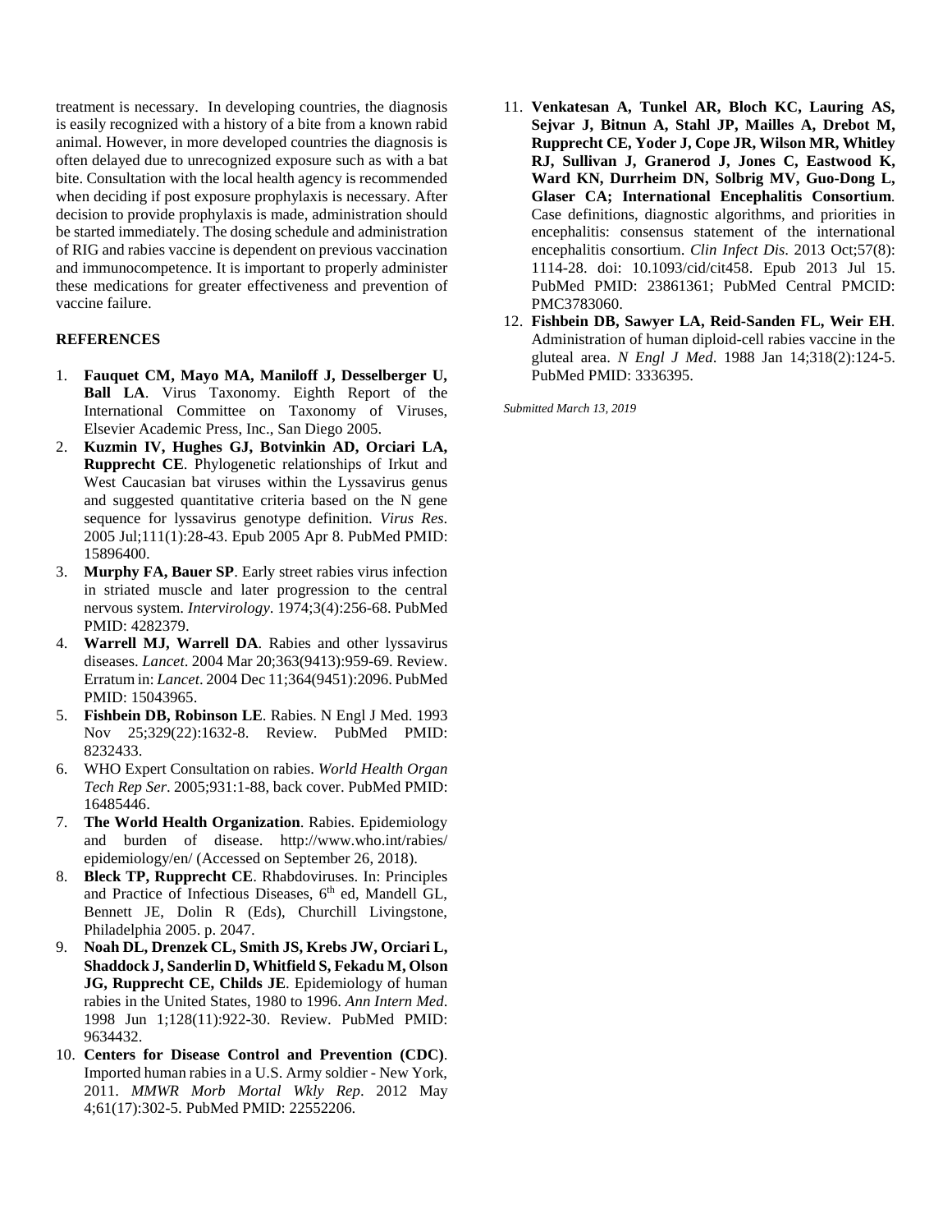treatment is necessary. In developing countries, the diagnosis is easily recognized with a history of a bite from a known rabid animal. However, in more developed countries the diagnosis is often delayed due to unrecognized exposure such as with a bat bite. Consultation with the local health agency is recommended when deciding if post exposure prophylaxis is necessary. After decision to provide prophylaxis is made, administration should be started immediately. The dosing schedule and administration of RIG and rabies vaccine is dependent on previous vaccination and immunocompetence. It is important to properly administer these medications for greater effectiveness and prevention of vaccine failure.

## REFERENCES

1. **Fauquet CM, Mayo MA, Maniloff J, Desselberger U, Ball LA**. Virus Taxonomy. Eighth Report of the International Committee on Taxonomy of Viruses, Elsevier Academic Press, Inc., San Diego 2005.
2. **Kuzmin IV, Hughes GJ, Botvinkin AD, Orciari LA, Rupprecht CE**. Phylogenetic relationships of Irkut and West Caucasian bat viruses within the Lyssavirus genus and suggested quantitative criteria based on the N gene sequence for lyssavirus genotype definition. *Virus Res*. 2005 Jul;111(1):28-43. Epub 2005 Apr 8. PubMed PMID: 15896400.
3. **Murphy FA, Bauer SP**. Early street rabies virus infection in striated muscle and later progression to the central nervous system. *Intervirology*. 1974;3(4):256-68. PubMed PMID: 4282379.
4. **Warrell MJ, Warrell DA**. Rabies and other lyssavirus diseases. *Lancet*. 2004 Mar 20;363(9413):959-69. Review. Erratum in: *Lancet*. 2004 Dec 11;364(9451):2096. PubMed PMID: 15043965.
5. **Fishbein DB, Robinson LE**. Rabies. N Engl J Med. 1993 Nov 25;329(22):1632-8. Review. PubMed PMID: 8232433.
6. WHO Expert Consultation on rabies. *World Health Organ Tech Rep Ser*. 2005;931:1-88, back cover. PubMed PMID: 16485446.
7. **The World Health Organization**. Rabies. Epidemiology and burden of disease. http://www.who.int/rabies/epidemiology/en/ (Accessed on September 26, 2018).
8. **Bleck TP, Rupprecht CE**. Rhabdoviruses. In: Principles and Practice of Infectious Diseases, 6th ed, Mandell GL, Bennett JE, Dolin R (Eds), Churchill Livingstone, Philadelphia 2005. p. 2047.
9. **Noah DL, Drenzek CL, Smith JS, Krebs JW, Orciari L, Shaddock J, Sanderlin D, Whitfield S, Fekadu M, Olson JG, Rupprecht CE, Childs JE**. Epidemiology of human rabies in the United States, 1980 to 1996. *Ann Intern Med*. 1998 Jun 1;128(11):922-30. Review. PubMed PMID: 9634432.
10. **Centers for Disease Control and Prevention (CDC)**. Imported human rabies in a U.S. Army soldier - New York, 2011. *MMWR Morb Mortal Wkly Rep*. 2012 May 4;61(17):302-5. PubMed PMID: 22552206.
11. **Venkatesan A, Tunkel AR, Bloch KC, Lauring AS, Sejvar J, Bitnun A, Stahl JP, Mailles A, Drebot M, Rupprecht CE, Yoder J, Cope JR, Wilson MR, Whitley RJ, Sullivan J, Granerod J, Jones C, Eastwood K, Ward KN, Durrheim DN, Solbrig MV, Guo-Dong L, Glaser CA; International Encephalitis Consortium**. Case definitions, diagnostic algorithms, and priorities in encephalitis: consensus statement of the international encephalitis consortium. *Clin Infect Dis*. 2013 Oct;57(8): 1114-28. doi: 10.1093/cid/cit458. Epub 2013 Jul 15. PubMed PMID: 23861361; PubMed Central PMCID: PMC3783060.
12. **Fishbein DB, Sawyer LA, Reid-Sanden FL, Weir EH**. Administration of human diploid-cell rabies vaccine in the gluteal area. *N Engl J Med*. 1988 Jan 14;318(2):124-5. PubMed PMID: 3336395.

*Submitted March 13, 2019*